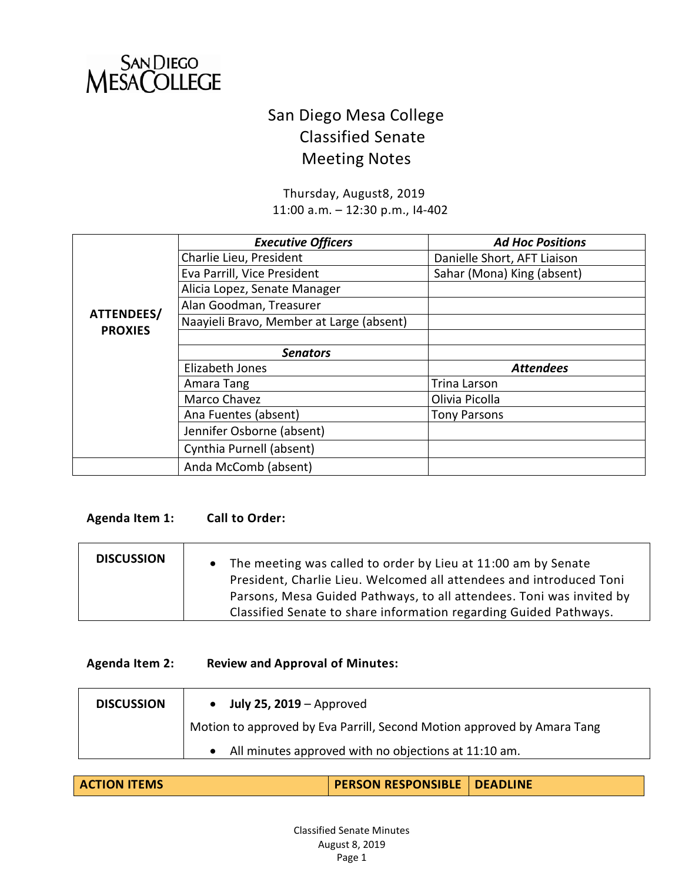SAN DIEGO MESA COLLEGE

# San Diego Mesa College
## Classified Senate
## Meeting Notes

Thursday, August8, 2019
11:00 a.m. – 12:30 p.m., I4-402

| ATTENDEES/ PROXIES | ***Executive Officers*** | ***Ad Hoc Positions*** |
|---|---|---|
| | Charlie Lieu, President | Danielle Short, AFT Liaison |
| | Eva Parrill, Vice President | Sahar (Mona) King (absent) |
| | Alicia Lopez, Senate Manager | |
| | Alan Goodman, Treasurer | |
| | Naayieli Bravo, Member at Large (absent) | |
| | | |
| | ***Senators*** | |
| | Elizabeth Jones | ***Attendees*** |
| | Amara Tang | Trina Larson |
| | Marco Chavez | Olivia Picolla |
| | Ana Fuentes (absent) | Tony Parsons |
| | Jennifer Osborne (absent) | |
| | Cynthia Purnell (absent) | |
| | Anda McComb (absent) | |

**Agenda Item 1: Call to Order:**

| **DISCUSSION** | • The meeting was called to order by Lieu at 11:00 am by Senate President, Charlie Lieu. Welcomed all attendees and introduced Toni Parsons, Mesa Guided Pathways, to all attendees. Toni was invited by Classified Senate to share information regarding Guided Pathways. |
|---|---|

**Agenda Item 2: Review and Approval of Minutes:**

| **DISCUSSION** | • **July 25, 2019** – Approved<br>Motion to approved by Eva Parrill, Second Motion approved by Amara Tang<br>• All minutes approved with no objections at 11:10 am. |
|---|---|

| **ACTION ITEMS** | **PERSON RESPONSIBLE** | **DEADLINE** |
|---|---|---|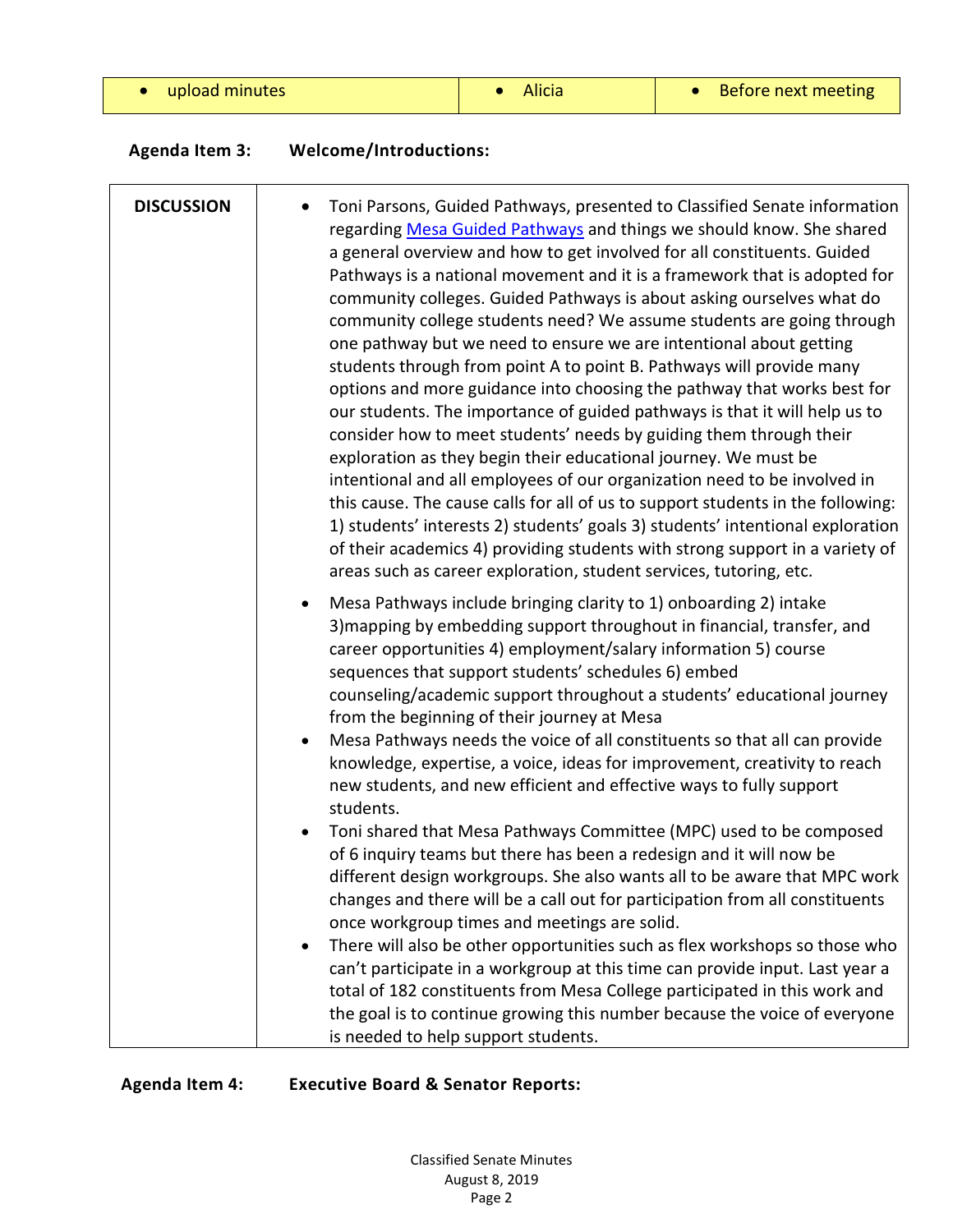| | | |
|---|---|---|
| • upload minutes | • Alicia | • Before next meeting |

**Agenda Item 3: Welcome/Introductions:**

| | |
|---|---|
| **DISCUSSION** | • Toni Parsons, Guided Pathways, presented to Classified Senate information regarding [Mesa Guided Pathways]() and things we should know. She shared a general overview and how to get involved for all constituents. Guided Pathways is a national movement and it is a framework that is adopted for community colleges. Guided Pathways is about asking ourselves what do community college students need? We assume students are going through one pathway but we need to ensure we are intentional about getting students through from point A to point B. Pathways will provide many options and more guidance into choosing the pathway that works best for our students. The importance of guided pathways is that it will help us to consider how to meet students' needs by guiding them through their exploration as they begin their educational journey. We must be intentional and all employees of our organization need to be involved in this cause. The cause calls for all of us to support students in the following: 1) students' interests 2) students' goals 3) students' intentional exploration of their academics 4) providing students with strong support in a variety of areas such as career exploration, student services, tutoring, etc.<br><br>• Mesa Pathways include bringing clarity to 1) onboarding 2) intake 3)mapping by embedding support throughout in financial, transfer, and career opportunities 4) employment/salary information 5) course sequences that support students' schedules 6) embed counseling/academic support throughout a students' educational journey from the beginning of their journey at Mesa<br>• Mesa Pathways needs the voice of all constituents so that all can provide knowledge, expertise, a voice, ideas for improvement, creativity to reach new students, and new efficient and effective ways to fully support students.<br>• Toni shared that Mesa Pathways Committee (MPC) used to be composed of 6 inquiry teams but there has been a redesign and it will now be different design workgroups. She also wants all to be aware that MPC work changes and there will be a call out for participation from all constituents once workgroup times and meetings are solid.<br>• There will also be other opportunities such as flex workshops so those who can't participate in a workgroup at this time can provide input. Last year a total of 182 constituents from Mesa College participated in this work and the goal is to continue growing this number because the voice of everyone is needed to help support students. |

**Agenda Item 4: Executive Board & Senator Reports:**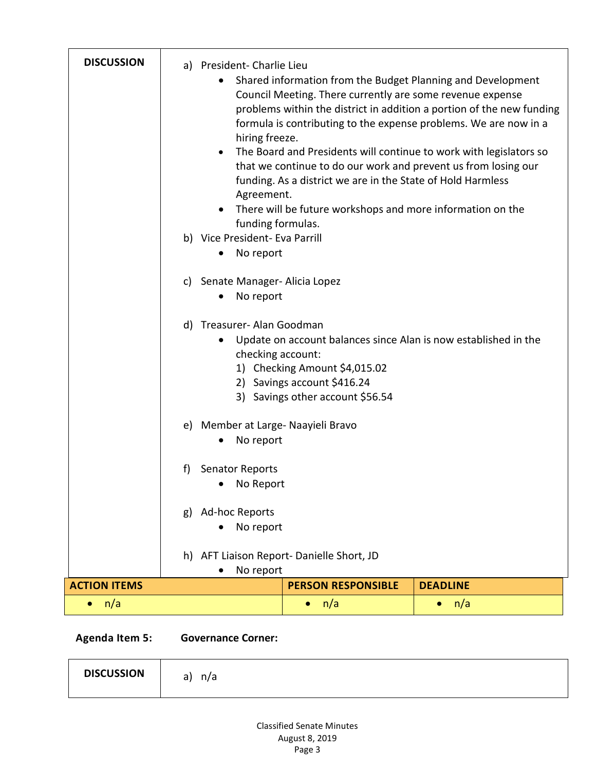| DISCUSSION | |
|---|---|
| | a) President- Charlie Lieu<br>• Shared information from the Budget Planning and Development Council Meeting. There currently are some revenue expense problems within the district in addition a portion of the new funding formula is contributing to the expense problems. We are now in a hiring freeze.<br>• The Board and Presidents will continue to work with legislators so that we continue to do our work and prevent us from losing our funding. As a district we are in the State of Hold Harmless Agreement.<br>• There will be future workshops and more information on the funding formulas.<br>b) Vice President- Eva Parrill<br>• No report<br>c) Senate Manager- Alicia Lopez<br>• No report<br>d) Treasurer- Alan Goodman<br>• Update on account balances since Alan is now established in the checking account:<br>1) Checking Amount $4,015.02<br>2) Savings account $416.24<br>3) Savings other account $56.54<br>e) Member at Large- Naayieli Bravo<br>• No report<br>f) Senator Reports<br>• No Report<br>g) Ad-hoc Reports<br>• No report<br>h) AFT Liaison Report- Danielle Short, JD<br>• No report |

| ACTION ITEMS | PERSON RESPONSIBLE | DEADLINE |
|---|---|---|
| • n/a | • n/a | • n/a |

**Agenda Item 5: Governance Corner:**

| DISCUSSION | a) n/a |
|---|---|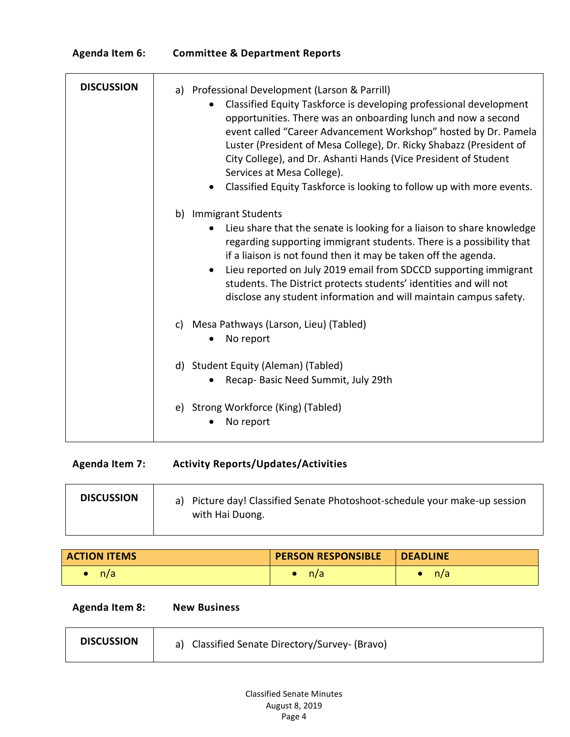**Agenda Item 6: Committee & Department Reports**

| DISCUSSION | |
|---|---|
| **DISCUSSION** | a) Professional Development (Larson & Parrill)<br>• Classified Equity Taskforce is developing professional development opportunities. There was an onboarding lunch and now a second event called "Career Advancement Workshop" hosted by Dr. Pamela Luster (President of Mesa College), Dr. Ricky Shabazz (President of City College), and Dr. Ashanti Hands (Vice President of Student Services at Mesa College).<br>• Classified Equity Taskforce is looking to follow up with more events.<br><br>b) Immigrant Students<br>• Lieu share that the senate is looking for a liaison to share knowledge regarding supporting immigrant students. There is a possibility that if a liaison is not found then it may be taken off the agenda.<br>• Lieu reported on July 2019 email from SDCCD supporting immigrant students. The District protects students' identities and will not disclose any student information and will maintain campus safety.<br><br>c) Mesa Pathways (Larson, Lieu) (Tabled)<br>• No report<br><br>d) Student Equity (Aleman) (Tabled)<br>• Recap- Basic Need Summit, July 29th<br><br>e) Strong Workforce (King) (Tabled)<br>• No report |

**Agenda Item 7: Activity Reports/Updates/Activities**

| DISCUSSION | |
|---|---|
| **DISCUSSION** | a) Picture day! Classified Senate Photoshoot-schedule your make-up session with Hai Duong. |

| ACTION ITEMS | PERSON RESPONSIBLE | DEADLINE |
|---|---|---|
| • n/a | • n/a | • n/a |

**Agenda Item 8: New Business**

| DISCUSSION | |
|---|---|
| **DISCUSSION** | a) Classified Senate Directory/Survey- (Bravo) |

Classified Senate Minutes
August 8, 2019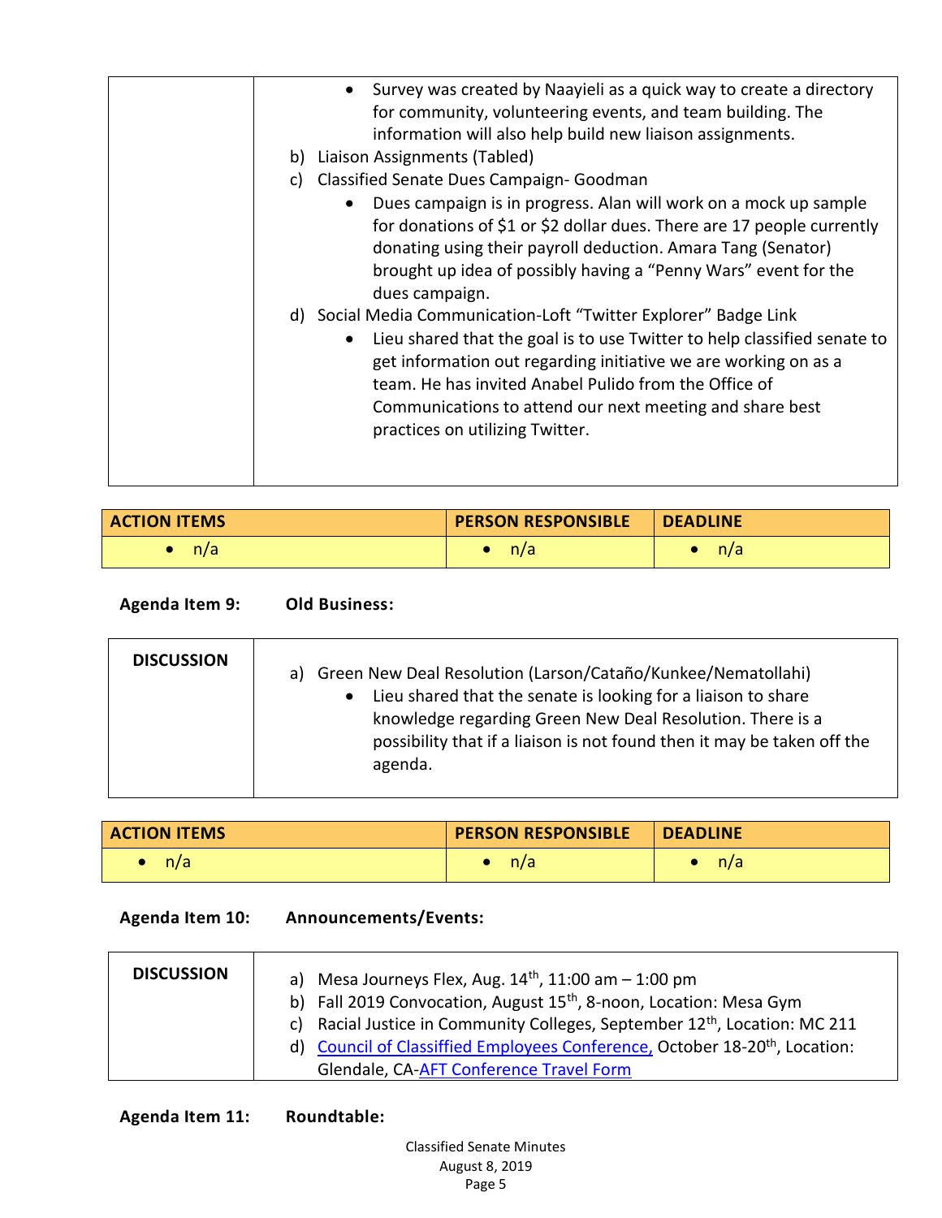|  |  |
|---|---|
|  | • Survey was created by Naayieli as a quick way to create a directory for community, volunteering events, and team building. The information will also help build new liaison assignments.<br>b) Liaison Assignments (Tabled)<br>c) Classified Senate Dues Campaign- Goodman<br>• Dues campaign is in progress. Alan will work on a mock up sample for donations of $1 or $2 dollar dues. There are 17 people currently donating using their payroll deduction. Amara Tang (Senator) brought up idea of possibly having a "Penny Wars" event for the dues campaign.<br>d) Social Media Communication-Loft "Twitter Explorer" Badge Link<br>• Lieu shared that the goal is to use Twitter to help classified senate to get information out regarding initiative we are working on as a team. He has invited Anabel Pulido from the Office of Communications to attend our next meeting and share best practices on utilizing Twitter. |

| ACTION ITEMS | PERSON RESPONSIBLE | DEADLINE |
|---|---|---|
| • n/a | • n/a | • n/a |

**Agenda Item 9: Old Business:**

| DISCUSSION | a) Green New Deal Resolution (Larson/Cataño/Kunkee/Nematollahi)<br>• Lieu shared that the senate is looking for a liaison to share knowledge regarding Green New Deal Resolution. There is a possibility that if a liaison is not found then it may be taken off the agenda. |
|---|---|

| ACTION ITEMS | PERSON RESPONSIBLE | DEADLINE |
|---|---|---|
| • n/a | • n/a | • n/a |

**Agenda Item 10: Announcements/Events:**

| DISCUSSION | a) Mesa Journeys Flex, Aug. 14th, 11:00 am – 1:00 pm<br>b) Fall 2019 Convocation, August 15th, 8-noon, Location: Mesa Gym<br>c) Racial Justice in Community Colleges, September 12th, Location: MC 211<br>d) Council of Classified Employees Conference, October 18-20th, Location: Glendale, CA-AFT Conference Travel Form |
|---|---|

**Agenda Item 11: Roundtable:**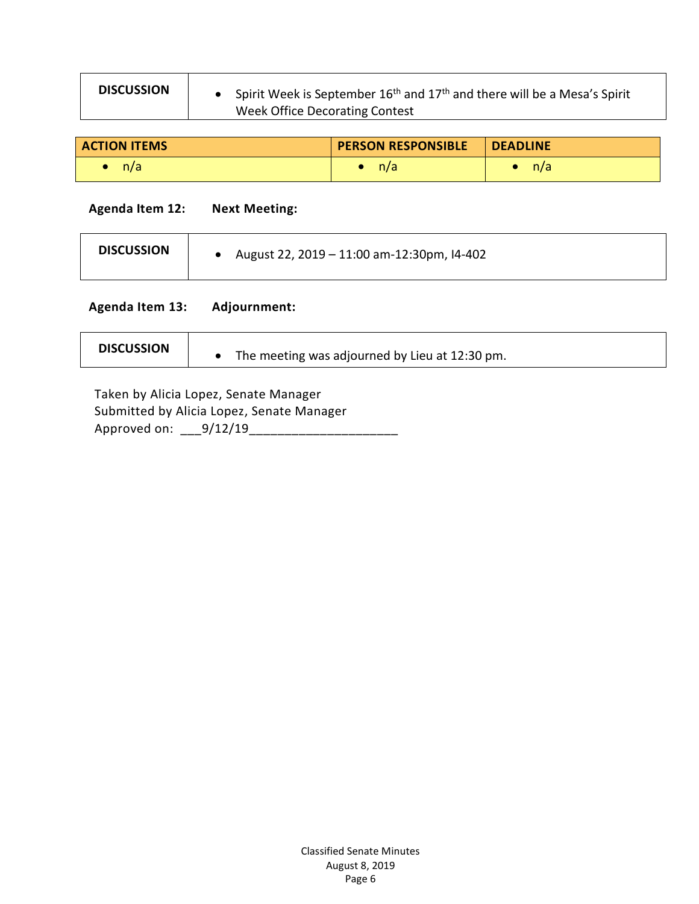| DISCUSSION | • Spirit Week is September 16th and 17th and there will be a Mesa's Spirit Week Office Decorating Contest |
|---|---|

| ACTION ITEMS | PERSON RESPONSIBLE | DEADLINE |
|---|---|---|
| • n/a | • n/a | • n/a |

**Agenda Item 12: Next Meeting:**

| DISCUSSION | • August 22, 2019 – 11:00 am-12:30pm, I4-402 |
|---|---|

**Agenda Item 13: Adjournment:**

| DISCUSSION | • The meeting was adjourned by Lieu at 12:30 pm. |
|---|---|

Taken by Alicia Lopez, Senate Manager
Submitted by Alicia Lopez, Senate Manager
Approved on: ___9/12/19____________________